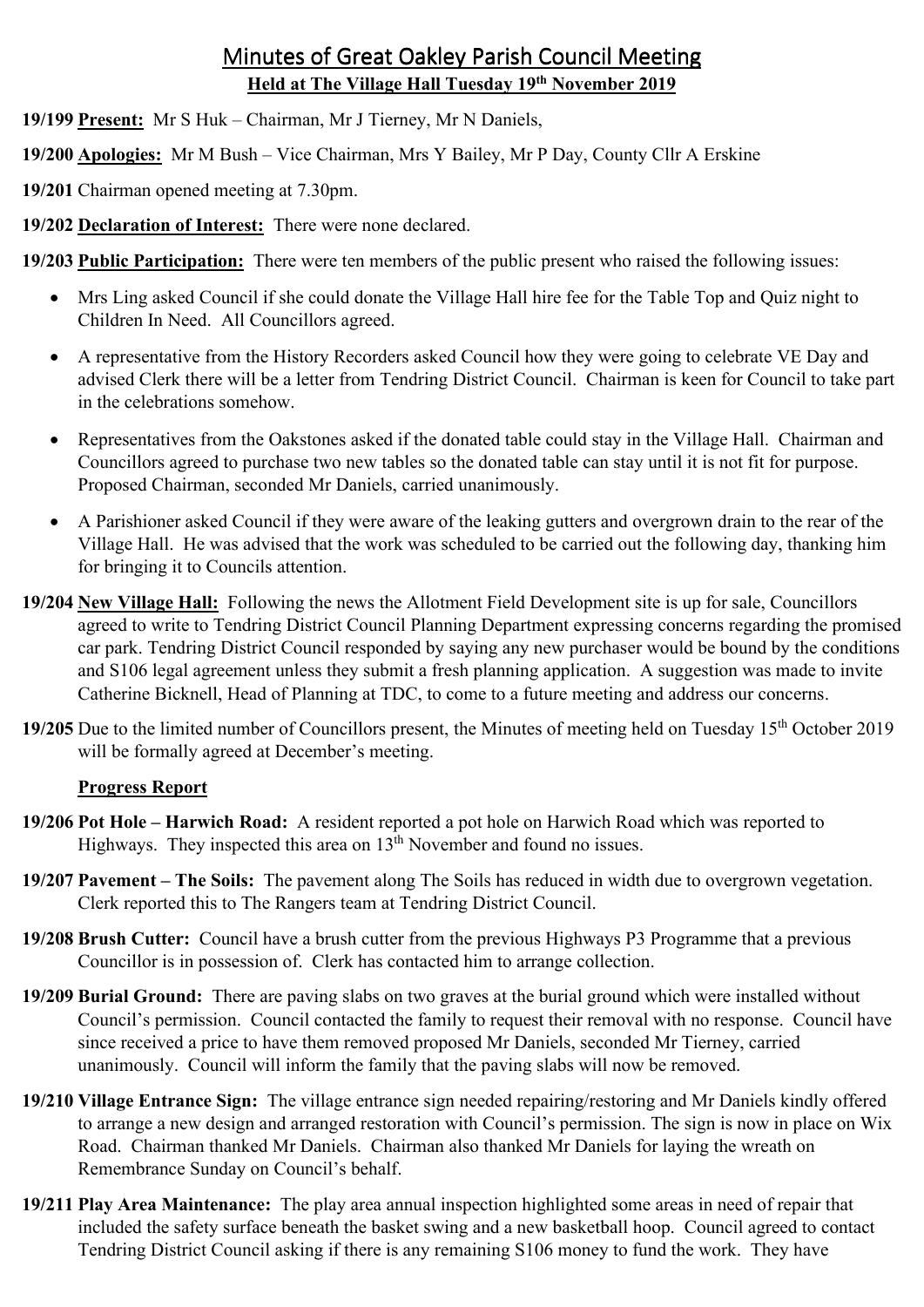# Minutes of Great Oakley Parish Council Meeting

**Held at The Village Hall Tuesday 19th November 2019**

**19/199** **Present:** Mr S Huk – Chairman, Mr J Tierney, Mr N Daniels,

**19/200** **Apologies:** Mr M Bush – Vice Chairman, Mrs Y Bailey, Mr P Day, County Cllr A Erskine

**19/201** Chairman opened meeting at 7.30pm.

**19/202** **Declaration of Interest:** There were none declared.

**19/203** **Public Participation:** There were ten members of the public present who raised the following issues:

- Mrs Ling asked Council if she could donate the Village Hall hire fee for the Table Top and Quiz night to Children In Need. All Councillors agreed.
- A representative from the History Recorders asked Council how they were going to celebrate VE Day and advised Clerk there will be a letter from Tendring District Council. Chairman is keen for Council to take part in the celebrations somehow.
- Representatives from the Oakstones asked if the donated table could stay in the Village Hall. Chairman and Councillors agreed to purchase two new tables so the donated table can stay until it is not fit for purpose. Proposed Chairman, seconded Mr Daniels, carried unanimously.
- A Parishioner asked Council if they were aware of the leaking gutters and overgrown drain to the rear of the Village Hall. He was advised that the work was scheduled to be carried out the following day, thanking him for bringing it to Councils attention.

**19/204** **New Village Hall:** Following the news the Allotment Field Development site is up for sale, Councillors agreed to write to Tendring District Council Planning Department expressing concerns regarding the promised car park. Tendring District Council responded by saying any new purchaser would be bound by the conditions and S106 legal agreement unless they submit a fresh planning application. A suggestion was made to invite Catherine Bicknell, Head of Planning at TDC, to come to a future meeting and address our concerns.

**19/205** Due to the limited number of Councillors present, the Minutes of meeting held on Tuesday 15th October 2019 will be formally agreed at December's meeting.

**Progress Report**

**19/206** **Pot Hole – Harwich Road:** A resident reported a pot hole on Harwich Road which was reported to Highways. They inspected this area on 13th November and found no issues.

**19/207** **Pavement – The Soils:** The pavement along The Soils has reduced in width due to overgrown vegetation. Clerk reported this to The Rangers team at Tendring District Council.

**19/208** **Brush Cutter:** Council have a brush cutter from the previous Highways P3 Programme that a previous Councillor is in possession of. Clerk has contacted him to arrange collection.

**19/209** **Burial Ground:** There are paving slabs on two graves at the burial ground which were installed without Council's permission. Council contacted the family to request their removal with no response. Council have since received a price to have them removed proposed Mr Daniels, seconded Mr Tierney, carried unanimously. Council will inform the family that the paving slabs will now be removed.

**19/210** **Village Entrance Sign:** The village entrance sign needed repairing/restoring and Mr Daniels kindly offered to arrange a new design and arranged restoration with Council's permission. The sign is now in place on Wix Road. Chairman thanked Mr Daniels. Chairman also thanked Mr Daniels for laying the wreath on Remembrance Sunday on Council's behalf.

**19/211** **Play Area Maintenance:** The play area annual inspection highlighted some areas in need of repair that included the safety surface beneath the basket swing and a new basketball hoop. Council agreed to contact Tendring District Council asking if there is any remaining S106 money to fund the work. They have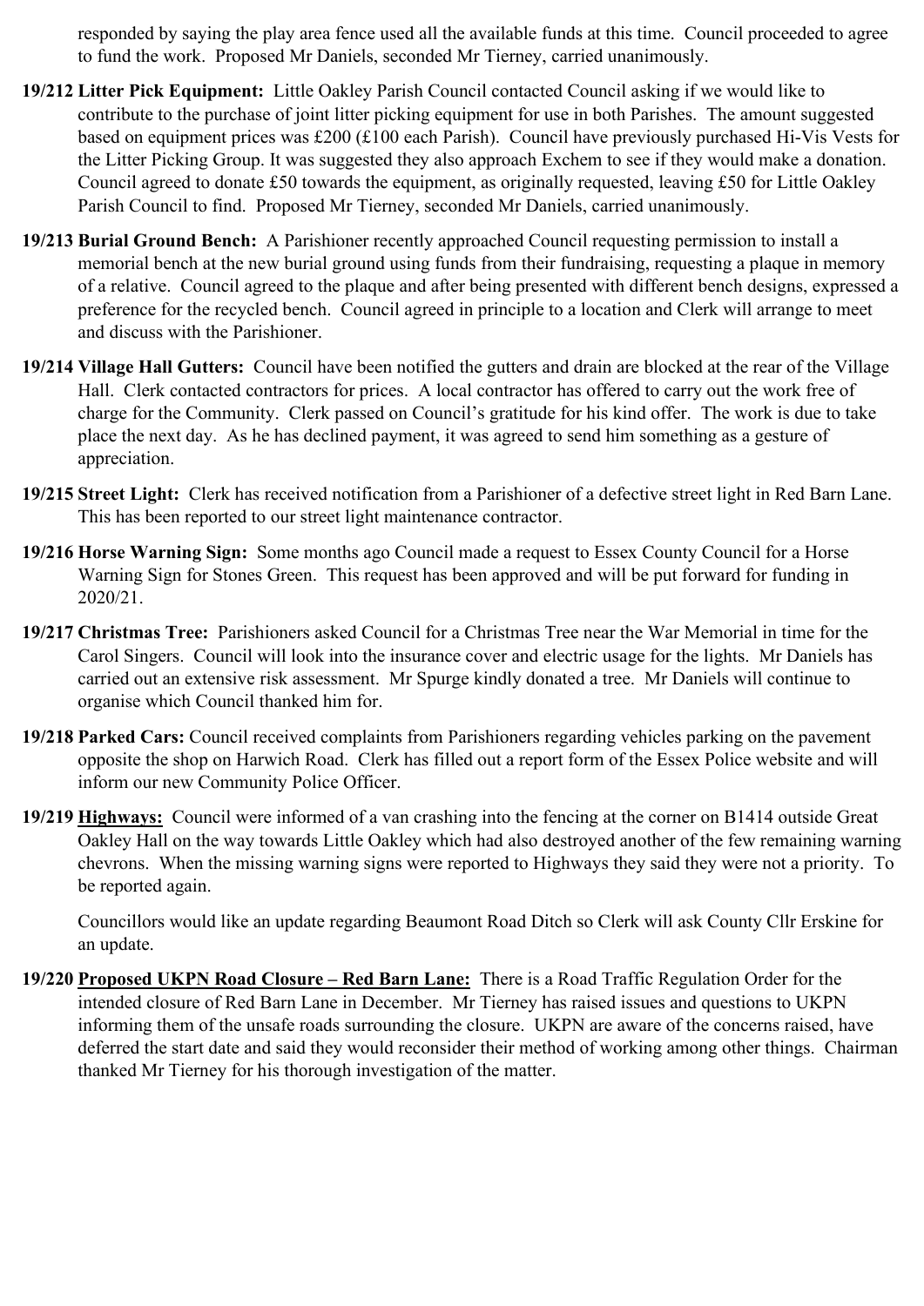responded by saying the play area fence used all the available funds at this time. Council proceeded to agree to fund the work. Proposed Mr Daniels, seconded Mr Tierney, carried unanimously.

**19/212 Litter Pick Equipment:** Little Oakley Parish Council contacted Council asking if we would like to contribute to the purchase of joint litter picking equipment for use in both Parishes. The amount suggested based on equipment prices was £200 (£100 each Parish). Council have previously purchased Hi-Vis Vests for the Litter Picking Group. It was suggested they also approach Exchem to see if they would make a donation. Council agreed to donate £50 towards the equipment, as originally requested, leaving £50 for Little Oakley Parish Council to find. Proposed Mr Tierney, seconded Mr Daniels, carried unanimously.

**19/213 Burial Ground Bench:** A Parishioner recently approached Council requesting permission to install a memorial bench at the new burial ground using funds from their fundraising, requesting a plaque in memory of a relative. Council agreed to the plaque and after being presented with different bench designs, expressed a preference for the recycled bench. Council agreed in principle to a location and Clerk will arrange to meet and discuss with the Parishioner.

**19/214 Village Hall Gutters:** Council have been notified the gutters and drain are blocked at the rear of the Village Hall. Clerk contacted contractors for prices. A local contractor has offered to carry out the work free of charge for the Community. Clerk passed on Council's gratitude for his kind offer. The work is due to take place the next day. As he has declined payment, it was agreed to send him something as a gesture of appreciation.

**19/215 Street Light:** Clerk has received notification from a Parishioner of a defective street light in Red Barn Lane. This has been reported to our street light maintenance contractor.

**19/216 Horse Warning Sign:** Some months ago Council made a request to Essex County Council for a Horse Warning Sign for Stones Green. This request has been approved and will be put forward for funding in 2020/21.

**19/217 Christmas Tree:** Parishioners asked Council for a Christmas Tree near the War Memorial in time for the Carol Singers. Council will look into the insurance cover and electric usage for the lights. Mr Daniels has carried out an extensive risk assessment. Mr Spurge kindly donated a tree. Mr Daniels will continue to organise which Council thanked him for.

**19/218 Parked Cars:** Council received complaints from Parishioners regarding vehicles parking on the pavement opposite the shop on Harwich Road. Clerk has filled out a report form of the Essex Police website and will inform our new Community Police Officer.

**19/219 <u>Highways:</u>** Council were informed of a van crashing into the fencing at the corner on B1414 outside Great Oakley Hall on the way towards Little Oakley which had also destroyed another of the few remaining warning chevrons. When the missing warning signs were reported to Highways they said they were not a priority. To be reported again.

Councillors would like an update regarding Beaumont Road Ditch so Clerk will ask County Cllr Erskine for an update.

**19/220 <u>Proposed UKPN Road Closure – Red Barn Lane:</u>** There is a Road Traffic Regulation Order for the intended closure of Red Barn Lane in December. Mr Tierney has raised issues and questions to UKPN informing them of the unsafe roads surrounding the closure. UKPN are aware of the concerns raised, have deferred the start date and said they would reconsider their method of working among other things. Chairman thanked Mr Tierney for his thorough investigation of the matter.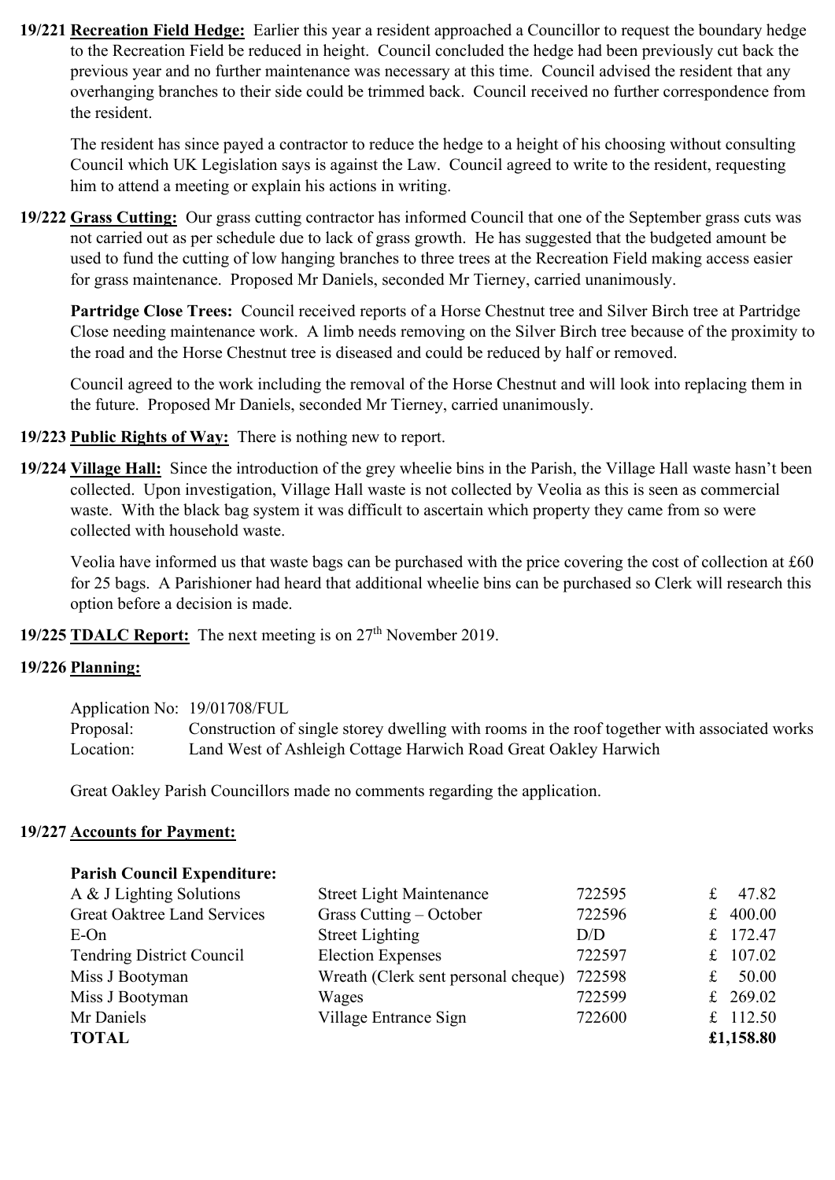**19/221 Recreation Field Hedge:** Earlier this year a resident approached a Councillor to request the boundary hedge to the Recreation Field be reduced in height. Council concluded the hedge had been previously cut back the previous year and no further maintenance was necessary at this time. Council advised the resident that any overhanging branches to their side could be trimmed back. Council received no further correspondence from the resident.

The resident has since payed a contractor to reduce the hedge to a height of his choosing without consulting Council which UK Legislation says is against the Law. Council agreed to write to the resident, requesting him to attend a meeting or explain his actions in writing.

**19/222 Grass Cutting:** Our grass cutting contractor has informed Council that one of the September grass cuts was not carried out as per schedule due to lack of grass growth. He has suggested that the budgeted amount be used to fund the cutting of low hanging branches to three trees at the Recreation Field making access easier for grass maintenance. Proposed Mr Daniels, seconded Mr Tierney, carried unanimously.

**Partridge Close Trees:** Council received reports of a Horse Chestnut tree and Silver Birch tree at Partridge Close needing maintenance work. A limb needs removing on the Silver Birch tree because of the proximity to the road and the Horse Chestnut tree is diseased and could be reduced by half or removed.

Council agreed to the work including the removal of the Horse Chestnut and will look into replacing them in the future. Proposed Mr Daniels, seconded Mr Tierney, carried unanimously.

**19/223 Public Rights of Way:** There is nothing new to report.

**19/224 Village Hall:** Since the introduction of the grey wheelie bins in the Parish, the Village Hall waste hasn't been collected. Upon investigation, Village Hall waste is not collected by Veolia as this is seen as commercial waste. With the black bag system it was difficult to ascertain which property they came from so were collected with household waste.

Veolia have informed us that waste bags can be purchased with the price covering the cost of collection at £60 for 25 bags. A Parishioner had heard that additional wheelie bins can be purchased so Clerk will research this option before a decision is made.

**19/225 TDALC Report:** The next meeting is on 27th November 2019.

**19/226 Planning:**

Application No: 19/01708/FUL
Proposal: Construction of single storey dwelling with rooms in the roof together with associated works
Location: Land West of Ashleigh Cottage Harwich Road Great Oakley Harwich

Great Oakley Parish Councillors made no comments regarding the application.

**19/227 Accounts for Payment:**

**Parish Council Expenditure:**

| | | | |
|---|---|---|---|
| A & J Lighting Solutions | Street Light Maintenance | 722595 | £ 47.82 |
| Great Oaktree Land Services | Grass Cutting – October | 722596 | £ 400.00 |
| E-On | Street Lighting | D/D | £ 172.47 |
| Tendring District Council | Election Expenses | 722597 | £ 107.02 |
| Miss J Bootyman | Wreath (Clerk sent personal cheque) | 722598 | £ 50.00 |
| Miss J Bootyman | Wages | 722599 | £ 269.02 |
| Mr Daniels | Village Entrance Sign | 722600 | £ 112.50 |
| **TOTAL** | | | **£1,158.80** |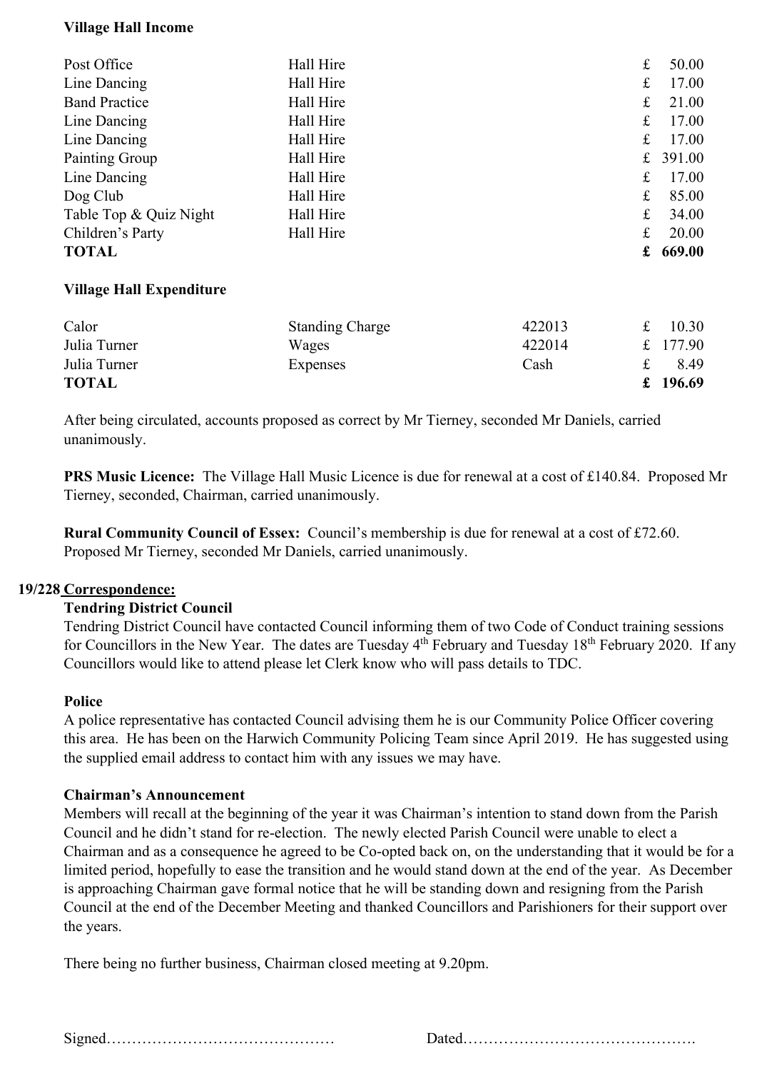**Village Hall Income**

| | | |
|---|---|---|
| Post Office | Hall Hire | £ 50.00 |
| Line Dancing | Hall Hire | £ 17.00 |
| Band Practice | Hall Hire | £ 21.00 |
| Line Dancing | Hall Hire | £ 17.00 |
| Line Dancing | Hall Hire | £ 17.00 |
| Painting Group | Hall Hire | £ 391.00 |
| Line Dancing | Hall Hire | £ 17.00 |
| Dog Club | Hall Hire | £ 85.00 |
| Table Top & Quiz Night | Hall Hire | £ 34.00 |
| Children's Party | Hall Hire | £ 20.00 |
| **TOTAL** | | **£ 669.00** |

**Village Hall Expenditure**

| | | | |
|---|---|---|---|
| Calor | Standing Charge | 422013 | £ 10.30 |
| Julia Turner | Wages | 422014 | £ 177.90 |
| Julia Turner | Expenses | Cash | £ 8.49 |
| **TOTAL** | | | **£ 196.69** |

After being circulated, accounts proposed as correct by Mr Tierney, seconded Mr Daniels, carried unanimously.

**PRS Music Licence:** The Village Hall Music Licence is due for renewal at a cost of £140.84. Proposed Mr Tierney, seconded, Chairman, carried unanimously.

**Rural Community Council of Essex:** Council's membership is due for renewal at a cost of £72.60. Proposed Mr Tierney, seconded Mr Daniels, carried unanimously.

**19/228 Correspondence:**

**Tendring District Council**

Tendring District Council have contacted Council informing them of two Code of Conduct training sessions for Councillors in the New Year. The dates are Tuesday 4th February and Tuesday 18th February 2020. If any Councillors would like to attend please let Clerk know who will pass details to TDC.

**Police**

A police representative has contacted Council advising them he is our Community Police Officer covering this area. He has been on the Harwich Community Policing Team since April 2019. He has suggested using the supplied email address to contact him with any issues we may have.

**Chairman's Announcement**

Members will recall at the beginning of the year it was Chairman's intention to stand down from the Parish Council and he didn't stand for re-election. The newly elected Parish Council were unable to elect a Chairman and as a consequence he agreed to be Co-opted back on, on the understanding that it would be for a limited period, hopefully to ease the transition and he would stand down at the end of the year. As December is approaching Chairman gave formal notice that he will be standing down and resigning from the Parish Council at the end of the December Meeting and thanked Councillors and Parishioners for their support over the years.

There being no further business, Chairman closed meeting at 9.20pm.

Signed……………………………………… Dated……………………………………….